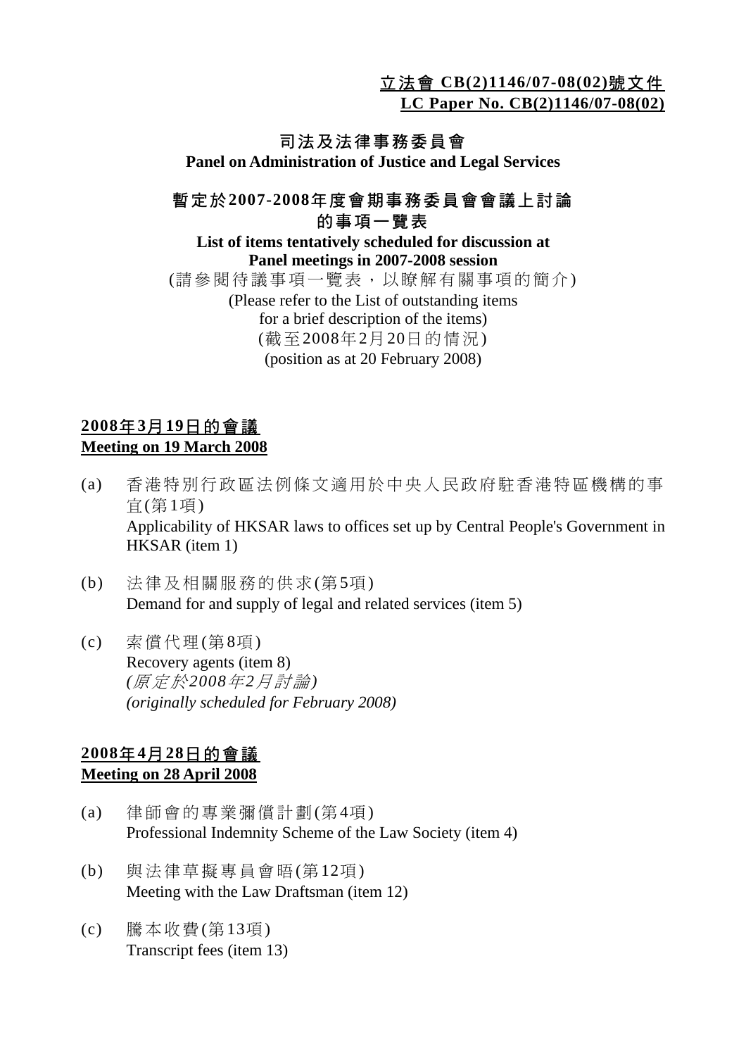**立法會 CB(2)1146/07-08(02)號文件**
**LC Paper No. CB(2)1146/07-08(02)**

# 司法及法律事務委員會
# Panel on Administration of Justice and Legal Services

## 暫定於2007-2008年度會期事務委員會會議上討論的事項一覽表
## List of items tentatively scheduled for discussion at Panel meetings in 2007-2008 session

(請參閱待議事項一覽表，以瞭解有關事項的簡介)
(Please refer to the List of outstanding items for a brief description of the items)
(截至2008年2月20日的情況)
(position as at 20 February 2008)

### 2008年3月19日的會議
### Meeting on 19 March 2008

(a) 香港特別行政區法例條文適用於中央人民政府駐香港特區機構的事宜(第1項)
Applicability of HKSAR laws to offices set up by Central People's Government in HKSAR (item 1)

(b) 法律及相關服務的供求(第5項)
Demand for and supply of legal and related services (item 5)

(c) 索償代理(第8項)
Recovery agents (item 8)
*(原定於2008年2月討論)*
*(originally scheduled for February 2008)*

### 2008年4月28日的會議
### Meeting on 28 April 2008

(a) 律師會的專業彌償計劃(第4項)
Professional Indemnity Scheme of the Law Society (item 4)

(b) 與法律草擬專員會晤(第12項)
Meeting with the Law Draftsman (item 12)

(c) 謄本收費(第13項)
Transcript fees (item 13)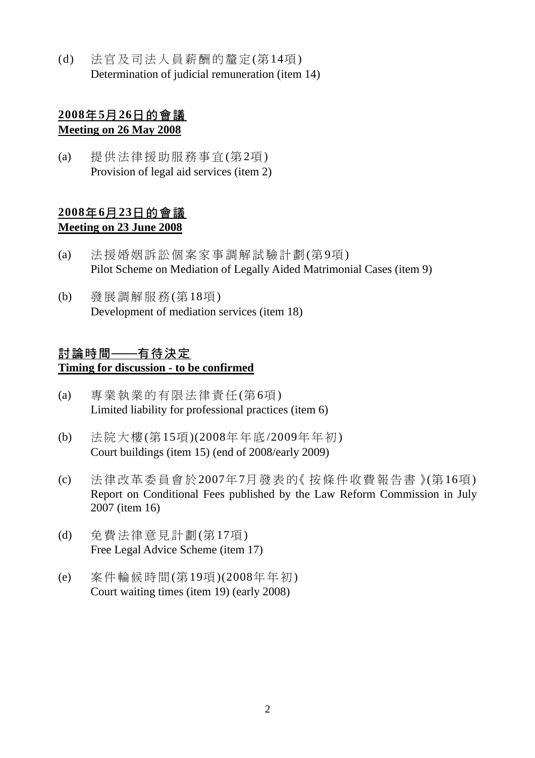(d) 法官及司法人員薪酬的釐定(第14項)
Determination of judicial remuneration (item 14)

## 2008年5月26日的會議
## Meeting on 26 May 2008

(a) 提供法律援助服務事宜(第2項)
Provision of legal aid services (item 2)

## 2008年6月23日的會議
## Meeting on 23 June 2008

(a) 法援婚姻訴訟個案家事調解試驗計劃(第9項)
Pilot Scheme on Mediation of Legally Aided Matrimonial Cases (item 9)

(b) 發展調解服務(第18項)
Development of mediation services (item 18)

## 討論時間——有待決定
## Timing for discussion - to be confirmed

(a) 專業執業的有限法律責任(第6項)
Limited liability for professional practices (item 6)

(b) 法院大樓(第15項)(2008年年底/2009年年初)
Court buildings (item 15) (end of 2008/early 2009)

(c) 法律改革委員會於2007年7月發表的《按條件收費報告書》(第16項)
Report on Conditional Fees published by the Law Reform Commission in July 2007 (item 16)

(d) 免費法律意見計劃(第17項)
Free Legal Advice Scheme (item 17)

(e) 案件輪候時間(第19項)(2008年年初)
Court waiting times (item 19) (early 2008)